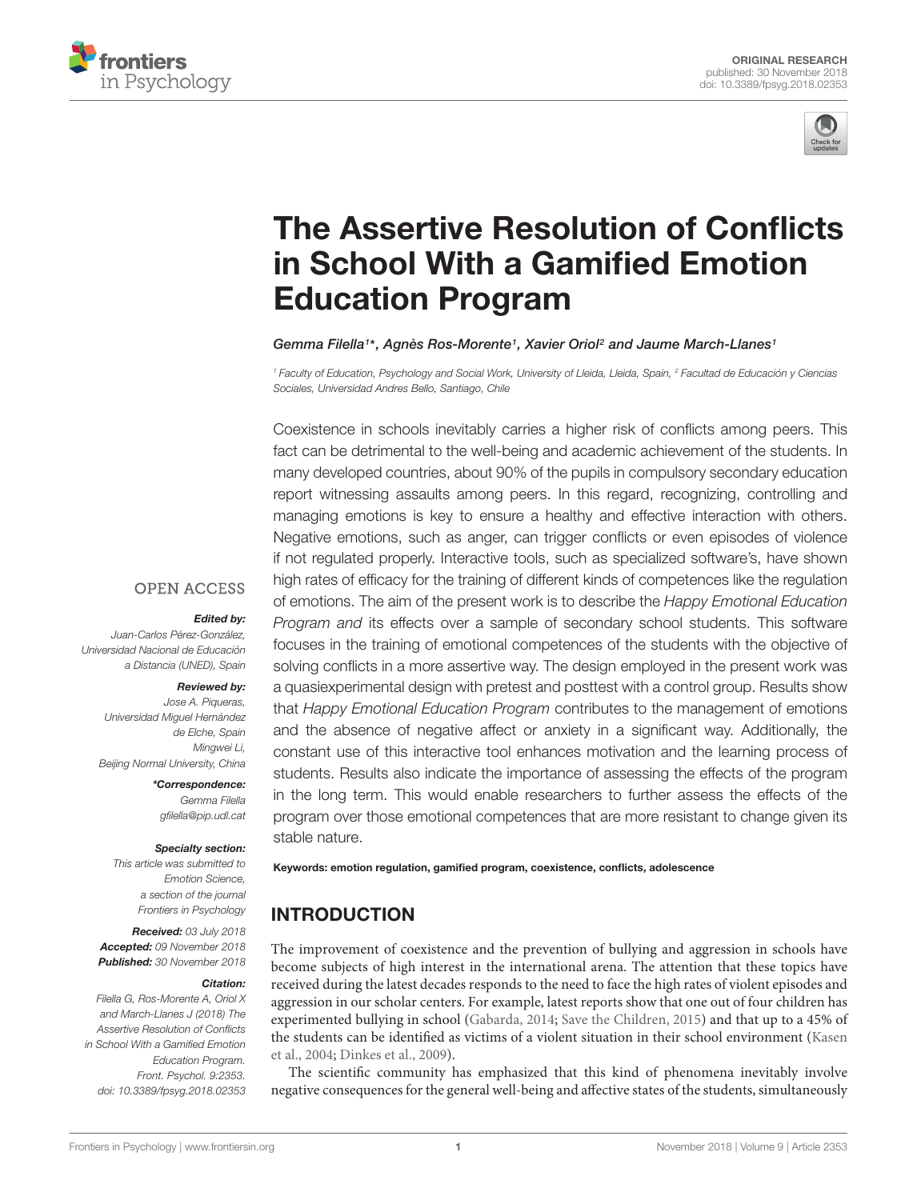ORIGINAL RESEARCH
published: 30 November 2018
doi: 10.3389/fpsyg.2018.02353

# The Assertive Resolution of Conflicts in School With a Gamified Emotion Education Program

Gemma Filella[1]*, Agnès Ros-Morente[1], Xavier Oriol[2] and Jaume March-Llanes[1]

[1] Faculty of Education, Psychology and Social Work, University of Lleida, Lleida, Spain, [2] Facultad de Educación y Ciencias Sociales, Universidad Andres Bello, Santiago, Chile

Coexistence in schools inevitably carries a higher risk of conflicts among peers. This fact can be detrimental to the well-being and academic achievement of the students. In many developed countries, about 90% of the pupils in compulsory secondary education report witnessing assaults among peers. In this regard, recognizing, controlling and managing emotions is key to ensure a healthy and effective interaction with others. Negative emotions, such as anger, can trigger conflicts or even episodes of violence if not regulated properly. Interactive tools, such as specialized software's, have shown high rates of efficacy for the training of different kinds of competences like the regulation of emotions. The aim of the present work is to describe the *Happy Emotional Education Program and* its effects over a sample of secondary school students. This software focuses in the training of emotional competences of the students with the objective of solving conflicts in a more assertive way. The design employed in the present work was a quasiexperimental design with pretest and posttest with a control group. Results show that *Happy Emotional Education Program* contributes to the management of emotions and the absence of negative affect or anxiety in a significant way. Additionally, the constant use of this interactive tool enhances motivation and the learning process of students. Results also indicate the importance of assessing the effects of the program in the long term. This would enable researchers to further assess the effects of the program over those emotional competences that are more resistant to change given its stable nature.

**Keywords: emotion regulation, gamified program, coexistence, conflicts, adolescence**

OPEN ACCESS

***Edited by:***
*Juan-Carlos Pérez-González, Universidad Nacional de Educación a Distancia (UNED), Spain*

***Reviewed by:***
*Jose A. Piqueras, Universidad Miguel Hernández de Elche, Spain*
*Mingwei Li, Beijing Normal University, China*

***\*Correspondence:***
*Gemma Filella*
*gfilella@pip.udl.cat*

***Specialty section:***
*This article was submitted to Emotion Science, a section of the journal Frontiers in Psychology*

***Received:*** *03 July 2018*
***Accepted:*** *09 November 2018*
***Published:*** *30 November 2018*

***Citation:***
*Filella G, Ros-Morente A, Oriol X and March-Llanes J (2018) The Assertive Resolution of Conflicts in School With a Gamified Emotion Education Program. Front. Psychol. 9:2353. doi: 10.3389/fpsyg.2018.02353*

## INTRODUCTION

The improvement of coexistence and the prevention of bullying and aggression in schools have become subjects of high interest in the international arena. The attention that these topics have received during the latest decades responds to the need to face the high rates of violent episodes and aggression in our scholar centers. For example, latest reports show that one out of four children has experimented bullying in school (Gabarda, 2014; Save the Children, 2015) and that up to a 45% of the students can be identified as victims of a violent situation in their school environment (Kasen et al., 2004; Dinkes et al., 2009).

The scientific community has emphasized that this kind of phenomena inevitably involve negative consequences for the general well-being and affective states of the students, simultaneously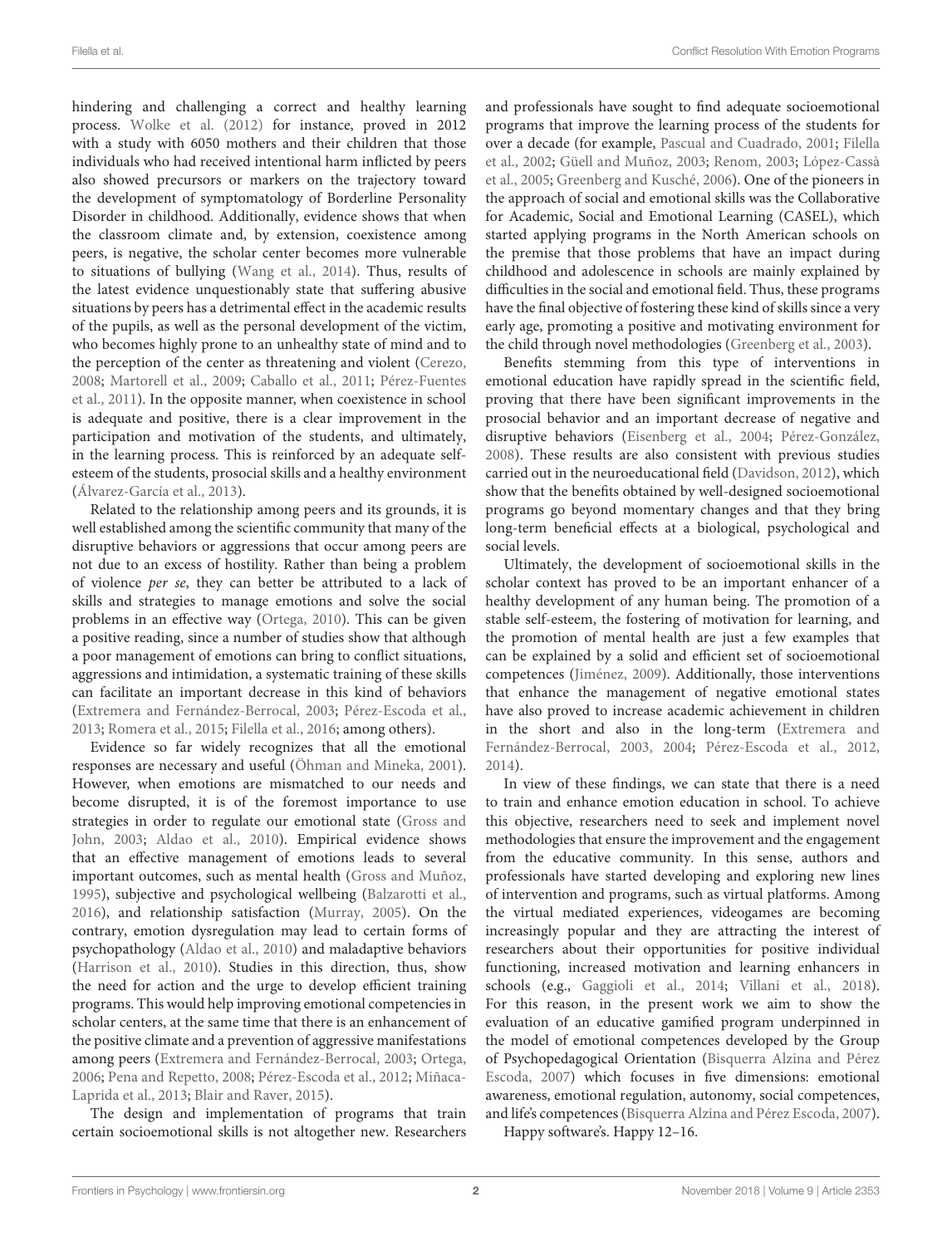hindering and challenging a correct and healthy learning process. Wolke et al. (2012) for instance, proved in 2012 with a study with 6050 mothers and their children that those individuals who had received intentional harm inflicted by peers also showed precursors or markers on the trajectory toward the development of symptomatology of Borderline Personality Disorder in childhood. Additionally, evidence shows that when the classroom climate and, by extension, coexistence among peers, is negative, the scholar center becomes more vulnerable to situations of bullying (Wang et al., 2014). Thus, results of the latest evidence unquestionably state that suffering abusive situations by peers has a detrimental effect in the academic results of the pupils, as well as the personal development of the victim, who becomes highly prone to an unhealthy state of mind and to the perception of the center as threatening and violent (Cerezo, 2008; Martorell et al., 2009; Caballo et al., 2011; Pérez-Fuentes et al., 2011). In the opposite manner, when coexistence in school is adequate and positive, there is a clear improvement in the participation and motivation of the students, and ultimately, in the learning process. This is reinforced by an adequate self-esteem of the students, prosocial skills and a healthy environment (Álvarez-García et al., 2013).

Related to the relationship among peers and its grounds, it is well established among the scientific community that many of the disruptive behaviors or aggressions that occur among peers are not due to an excess of hostility. Rather than being a problem of violence *per se*, they can better be attributed to a lack of skills and strategies to manage emotions and solve the social problems in an effective way (Ortega, 2010). This can be given a positive reading, since a number of studies show that although a poor management of emotions can bring to conflict situations, aggressions and intimidation, a systematic training of these skills can facilitate an important decrease in this kind of behaviors (Extremera and Fernández-Berrocal, 2003; Pérez-Escoda et al., 2013; Romera et al., 2015; Filella et al., 2016; among others).

Evidence so far widely recognizes that all the emotional responses are necessary and useful (Öhman and Mineka, 2001). However, when emotions are mismatched to our needs and become disrupted, it is of the foremost importance to use strategies in order to regulate our emotional state (Gross and John, 2003; Aldao et al., 2010). Empirical evidence shows that an effective management of emotions leads to several important outcomes, such as mental health (Gross and Muñoz, 1995), subjective and psychological wellbeing (Balzarotti et al., 2016), and relationship satisfaction (Murray, 2005). On the contrary, emotion dysregulation may lead to certain forms of psychopathology (Aldao et al., 2010) and maladaptive behaviors (Harrison et al., 2010). Studies in this direction, thus, show the need for action and the urge to develop efficient training programs. This would help improving emotional competencies in scholar centers, at the same time that there is an enhancement of the positive climate and a prevention of aggressive manifestations among peers (Extremera and Fernández-Berrocal, 2003; Ortega, 2006; Pena and Repetto, 2008; Pérez-Escoda et al., 2012; Miñaca-Laprida et al., 2013; Blair and Raver, 2015).

The design and implementation of programs that train certain socioemotional skills is not altogether new. Researchers and professionals have sought to find adequate socioemotional programs that improve the learning process of the students for over a decade (for example, Pascual and Cuadrado, 2001; Filella et al., 2002; Güell and Muñoz, 2003; Renom, 2003; López-Cassà et al., 2005; Greenberg and Kusché, 2006). One of the pioneers in the approach of social and emotional skills was the Collaborative for Academic, Social and Emotional Learning (CASEL), which started applying programs in the North American schools on the premise that those problems that have an impact during childhood and adolescence in schools are mainly explained by difficulties in the social and emotional field. Thus, these programs have the final objective of fostering these kind of skills since a very early age, promoting a positive and motivating environment for the child through novel methodologies (Greenberg et al., 2003).

Benefits stemming from this type of interventions in emotional education have rapidly spread in the scientific field, proving that there have been significant improvements in the prosocial behavior and an important decrease of negative and disruptive behaviors (Eisenberg et al., 2004; Pérez-González, 2008). These results are also consistent with previous studies carried out in the neuroeducational field (Davidson, 2012), which show that the benefits obtained by well-designed socioemotional programs go beyond momentary changes and that they bring long-term beneficial effects at a biological, psychological and social levels.

Ultimately, the development of socioemotional skills in the scholar context has proved to be an important enhancer of a healthy development of any human being. The promotion of a stable self-esteem, the fostering of motivation for learning, and the promotion of mental health are just a few examples that can be explained by a solid and efficient set of socioemotional competences (Jiménez, 2009). Additionally, those interventions that enhance the management of negative emotional states have also proved to increase academic achievement in children in the short and also in the long-term (Extremera and Fernández-Berrocal, 2003, 2004; Pérez-Escoda et al., 2012, 2014).

In view of these findings, we can state that there is a need to train and enhance emotion education in school. To achieve this objective, researchers need to seek and implement novel methodologies that ensure the improvement and the engagement from the educative community. In this sense, authors and professionals have started developing and exploring new lines of intervention and programs, such as virtual platforms. Among the virtual mediated experiences, videogames are becoming increasingly popular and they are attracting the interest of researchers about their opportunities for positive individual functioning, increased motivation and learning enhancers in schools (e.g., Gaggioli et al., 2014; Villani et al., 2018). For this reason, in the present work we aim to show the evaluation of an educative gamified program underpinned in the model of emotional competences developed by the Group of Psychopedagogical Orientation (Bisquerra Alzina and Pérez Escoda, 2007) which focuses in five dimensions: emotional awareness, emotional regulation, autonomy, social competences, and life's competences (Bisquerra Alzina and Pérez Escoda, 2007).

Happy software's. Happy 12–16.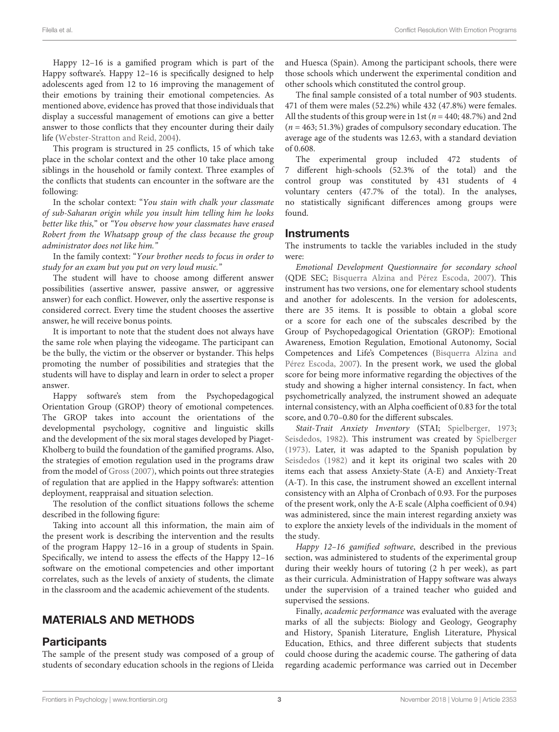Happy 12–16 is a gamified program which is part of the Happy software's. Happy 12–16 is specifically designed to help adolescents aged from 12 to 16 improving the management of their emotions by training their emotional competencies. As mentioned above, evidence has proved that those individuals that display a successful management of emotions can give a better answer to those conflicts that they encounter during their daily life (Webster-Stratton and Reid, 2004).

This program is structured in 25 conflicts, 15 of which take place in the scholar context and the other 10 take place among siblings in the household or family context. Three examples of the conflicts that students can encounter in the software are the following:

In the scholar context: "*You stain with chalk your classmate of sub-Saharan origin while you insult him telling him he looks better like this,*" or *"You observe how your classmates have erased Robert from the Whatsapp group of the class because the group administrator does not like him."*

In the family context: "*Your brother needs to focus in order to study for an exam but you put on very loud music.*"

The student will have to choose among different answer possibilities (assertive answer, passive answer, or aggressive answer) for each conflict. However, only the assertive response is considered correct. Every time the student chooses the assertive answer, he will receive bonus points.

It is important to note that the student does not always have the same role when playing the videogame. The participant can be the bully, the victim or the observer or bystander. This helps promoting the number of possibilities and strategies that the students will have to display and learn in order to select a proper answer.

Happy software's stem from the Psychopedagogical Orientation Group (GROP) theory of emotional competences. The GROP takes into account the orientations of the developmental psychology, cognitive and linguistic skills and the development of the six moral stages developed by Piaget-Kholberg to build the foundation of the gamified programs. Also, the strategies of emotion regulation used in the programs draw from the model of Gross (2007), which points out three strategies of regulation that are applied in the Happy software's: attention deployment, reappraisal and situation selection.

The resolution of the conflict situations follows the scheme described in the following figure:

Taking into account all this information, the main aim of the present work is describing the intervention and the results of the program Happy 12–16 in a group of students in Spain. Specifically, we intend to assess the effects of the Happy 12–16 software on the emotional competencies and other important correlates, such as the levels of anxiety of students, the climate in the classroom and the academic achievement of the students.

## MATERIALS AND METHODS

### Participants

The sample of the present study was composed of a group of students of secondary education schools in the regions of Lleida and Huesca (Spain). Among the participant schools, there were those schools which underwent the experimental condition and other schools which constituted the control group.

The final sample consisted of a total number of 903 students. 471 of them were males (52.2%) while 432 (47.8%) were females. All the students of this group were in 1st ($n = 440$; 48.7%) and 2nd ($n = 463$; 51.3%) grades of compulsory secondary education. The average age of the students was 12.63, with a standard deviation of 0.608.

The experimental group included 472 students of 7 different high-schools (52.3% of the total) and the control group was constituted by 431 students of 4 voluntary centers (47.7% of the total). In the analyses, no statistically significant differences among groups were found.

### Instruments

The instruments to tackle the variables included in the study were:

*Emotional Development Questionnaire for secondary school* (QDE SEC; Bisquerra Alzina and Pérez Escoda, 2007). This instrument has two versions, one for elementary school students and another for adolescents. In the version for adolescents, there are 35 items. It is possible to obtain a global score or a score for each one of the subscales described by the Group of Psychopedagogical Orientation (GROP): Emotional Awareness, Emotion Regulation, Emotional Autonomy, Social Competences and Life's Competences (Bisquerra Alzina and Pérez Escoda, 2007). In the present work, we used the global score for being more informative regarding the objectives of the study and showing a higher internal consistency. In fact, when psychometrically analyzed, the instrument showed an adequate internal consistency, with an Alpha coefficient of 0.83 for the total score, and 0.70–0.80 for the different subscales.

*Stait-Trait Anxiety Inventory* (STAI; Spielberger, 1973; Seisdedos, 1982). This instrument was created by Spielberger (1973). Later, it was adapted to the Spanish population by Seisdedos (1982) and it kept its original two scales with 20 items each that assess Anxiety-State (A-E) and Anxiety-Treat (A-T). In this case, the instrument showed an excellent internal consistency with an Alpha of Cronbach of 0.93. For the purposes of the present work, only the A-E scale (Alpha coefficient of 0.94) was administered, since the main interest regarding anxiety was to explore the anxiety levels of the individuals in the moment of the study.

*Happy 12–16 gamified software*, described in the previous section, was administered to students of the experimental group during their weekly hours of tutoring (2 h per week), as part as their curricula. Administration of Happy software was always under the supervision of a trained teacher who guided and supervised the sessions.

Finally, *academic performance* was evaluated with the average marks of all the subjects: Biology and Geology, Geography and History, Spanish Literature, English Literature, Physical Education, Ethics, and three different subjects that students could choose during the academic course. The gathering of data regarding academic performance was carried out in December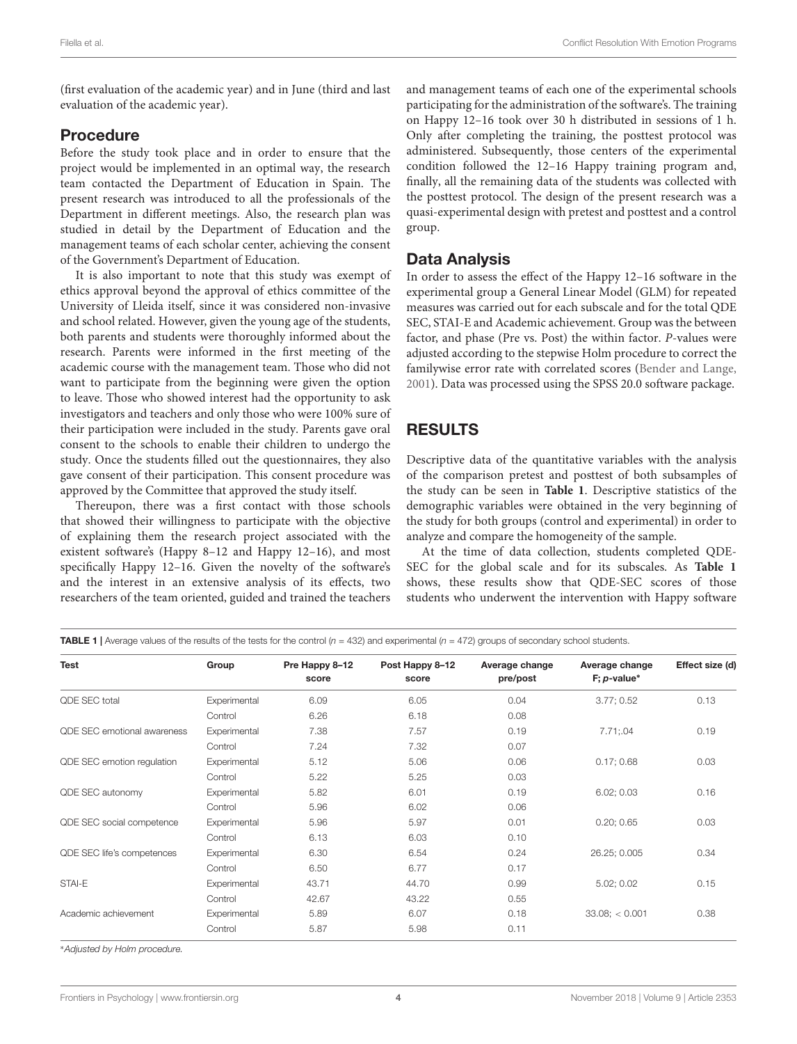(first evaluation of the academic year) and in June (third and last evaluation of the academic year).

## Procedure

Before the study took place and in order to ensure that the project would be implemented in an optimal way, the research team contacted the Department of Education in Spain. The present research was introduced to all the professionals of the Department in different meetings. Also, the research plan was studied in detail by the Department of Education and the management teams of each scholar center, achieving the consent of the Government's Department of Education.

It is also important to note that this study was exempt of ethics approval beyond the approval of ethics committee of the University of Lleida itself, since it was considered non-invasive and school related. However, given the young age of the students, both parents and students were thoroughly informed about the research. Parents were informed in the first meeting of the academic course with the management team. Those who did not want to participate from the beginning were given the option to leave. Those who showed interest had the opportunity to ask investigators and teachers and only those who were 100% sure of their participation were included in the study. Parents gave oral consent to the schools to enable their children to undergo the study. Once the students filled out the questionnaires, they also gave consent of their participation. This consent procedure was approved by the Committee that approved the study itself.

Thereupon, there was a first contact with those schools that showed their willingness to participate with the objective of explaining them the research project associated with the existent software's (Happy 8–12 and Happy 12–16), and most specifically Happy 12–16. Given the novelty of the software's and the interest in an extensive analysis of its effects, two researchers of the team oriented, guided and trained the teachers and management teams of each one of the experimental schools participating for the administration of the software's. The training on Happy 12–16 took over 30 h distributed in sessions of 1 h. Only after completing the training, the posttest protocol was administered. Subsequently, those centers of the experimental condition followed the 12–16 Happy training program and, finally, all the remaining data of the students was collected with the posttest protocol. The design of the present research was a quasi-experimental design with pretest and posttest and a control group.

## Data Analysis

In order to assess the effect of the Happy 12–16 software in the experimental group a General Linear Model (GLM) for repeated measures was carried out for each subscale and for the total QDE SEC, STAI-E and Academic achievement. Group was the between factor, and phase (Pre vs. Post) the within factor. *P*-values were adjusted according to the stepwise Holm procedure to correct the familywise error rate with correlated scores (Bender and Lange, 2001). Data was processed using the SPSS 20.0 software package.

# RESULTS

Descriptive data of the quantitative variables with the analysis of the comparison pretest and posttest of both subsamples of the study can be seen in **Table 1**. Descriptive statistics of the demographic variables were obtained in the very beginning of the study for both groups (control and experimental) in order to analyze and compare the homogeneity of the sample.

At the time of data collection, students completed QDE-SEC for the global scale and for its subscales. As **Table 1** shows, these results show that QDE-SEC scores of those students who underwent the intervention with Happy software

**TABLE 1** | Average values of the results of the tests for the control ($n$ = 432) and experimental ($n$ = 472) groups of secondary school students.

| Test | Group | Pre Happy 8–12 score | Post Happy 8–12 score | Average change pre/post | Average change F; *p*-value* | Effect size (d) |
|---|---|---|---|---|---|---|
| QDE SEC total | Experimental | 6.09 | 6.05 | 0.04 | 3.77; 0.52 | 0.13 |
| | Control | 6.26 | 6.18 | 0.08 | | |
| QDE SEC emotional awareness | Experimental | 7.38 | 7.57 | 0.19 | 7.71;.04 | 0.19 |
| | Control | 7.24 | 7.32 | 0.07 | | |
| QDE SEC emotion regulation | Experimental | 5.12 | 5.06 | 0.06 | 0.17; 0.68 | 0.03 |
| | Control | 5.22 | 5.25 | 0.03 | | |
| QDE SEC autonomy | Experimental | 5.82 | 6.01 | 0.19 | 6.02; 0.03 | 0.16 |
| | Control | 5.96 | 6.02 | 0.06 | | |
| QDE SEC social competence | Experimental | 5.96 | 5.97 | 0.01 | 0.20; 0.65 | 0.03 |
| | Control | 6.13 | 6.03 | 0.10 | | |
| QDE SEC life's competences | Experimental | 6.30 | 6.54 | 0.24 | 26.25; 0.005 | 0.34 |
| | Control | 6.50 | 6.77 | 0.17 | | |
| STAI-E | Experimental | 43.71 | 44.70 | 0.99 | 5.02; 0.02 | 0.15 |
| | Control | 42.67 | 43.22 | 0.55 | | |
| Academic achievement | Experimental | 5.89 | 6.07 | 0.18 | 33.08; < 0.001 | 0.38 |
| | Control | 5.87 | 5.98 | 0.11 | | |

*Adjusted by Holm procedure.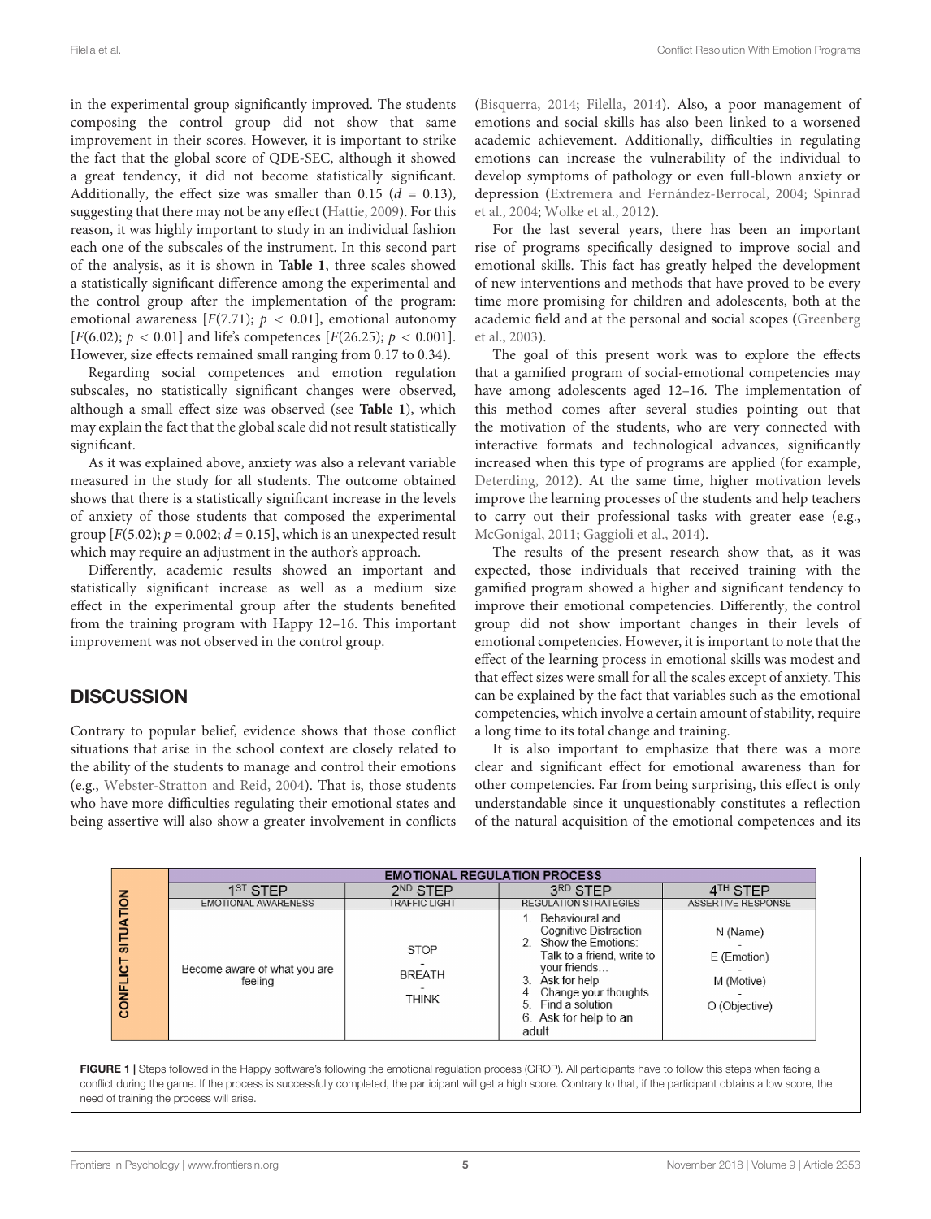in the experimental group significantly improved. The students composing the control group did not show that same improvement in their scores. However, it is important to strike the fact that the global score of QDE-SEC, although it showed a great tendency, it did not become statistically significant. Additionally, the effect size was smaller than 0.15 ($d = 0.13$), suggesting that there may not be any effect (Hattie, 2009). For this reason, it was highly important to study in an individual fashion each one of the subscales of the instrument. In this second part of the analysis, as it is shown in **Table 1**, three scales showed a statistically significant difference among the experimental and the control group after the implementation of the program: emotional awareness [$F(7.71)$; $p < 0.01$], emotional autonomy [$F(6.02)$; $p < 0.01$] and life's competences [$F(26.25)$; $p < 0.001$]. However, size effects remained small ranging from 0.17 to 0.34).

Regarding social competences and emotion regulation subscales, no statistically significant changes were observed, although a small effect size was observed (see **Table 1**), which may explain the fact that the global scale did not result statistically significant.

As it was explained above, anxiety was also a relevant variable measured in the study for all students. The outcome obtained shows that there is a statistically significant increase in the levels of anxiety of those students that composed the experimental group [$F(5.02)$; $p = 0.002$; $d = 0.15$], which is an unexpected result which may require an adjustment in the author's approach.

Differently, academic results showed an important and statistically significant increase as well as a medium size effect in the experimental group after the students benefited from the training program with Happy 12–16. This important improvement was not observed in the control group.

## DISCUSSION

Contrary to popular belief, evidence shows that those conflict situations that arise in the school context are closely related to the ability of the students to manage and control their emotions (e.g., Webster-Stratton and Reid, 2004). That is, those students who have more difficulties regulating their emotional states and being assertive will also show a greater involvement in conflicts (Bisquerra, 2014; Filella, 2014). Also, a poor management of emotions and social skills has also been linked to a worsened academic achievement. Additionally, difficulties in regulating emotions can increase the vulnerability of the individual to develop symptoms of pathology or even full-blown anxiety or depression (Extremera and Fernández-Berrocal, 2004; Spinrad et al., 2004; Wolke et al., 2012).

For the last several years, there has been an important rise of programs specifically designed to improve social and emotional skills. This fact has greatly helped the development of new interventions and methods that have proved to be every time more promising for children and adolescents, both at the academic field and at the personal and social scopes (Greenberg et al., 2003).

The goal of this present work was to explore the effects that a gamified program of social-emotional competencies may have among adolescents aged 12–16. The implementation of this method comes after several studies pointing out that the motivation of the students, who are very connected with interactive formats and technological advances, significantly increased when this type of programs are applied (for example, Deterding, 2012). At the same time, higher motivation levels improve the learning processes of the students and help teachers to carry out their professional tasks with greater ease (e.g., McGonigal, 2011; Gaggioli et al., 2014).

The results of the present research show that, as it was expected, those individuals that received training with the gamified program showed a higher and significant tendency to improve their emotional competencies. Differently, the control group did not show important changes in their levels of emotional competencies. However, it is important to note that the effect of the learning process in emotional skills was modest and that effect sizes were small for all the scales except of anxiety. This can be explained by the fact that variables such as the emotional competencies, which involve a certain amount of stability, require a long time to its total change and training.

It is also important to emphasize that there was a more clear and significant effect for emotional awareness than for other competencies. Far from being surprising, this effect is only understandable since it unquestionably constitutes a reflection of the natural acquisition of the emotional competences and its

| CONFLICT SITUATION | EMOTIONAL REGULATION PROCESS | | | |
|---|---|---|---|---|
| | 1ST STEP | 2ND STEP | 3RD STEP | 4TH STEP |
| | EMOTIONAL AWARENESS | TRAFFIC LIGHT | REGULATION STRATEGIES | ASSERTIVE RESPONSE |
| | Become aware of what you are feeling | STOP - BREATH - THINK | 1. Behavioural and Cognitive Distraction 2. Show the Emotions: Talk to a friend, write to your friends… 3. Ask for help 4. Change your thoughts 5. Find a solution 6. Ask for help to an adult | N (Name) - E (Emotion) - M (Motive) - O (Objective) |

**FIGURE 1** | Steps followed in the Happy software's following the emotional regulation process (GROP). All participants have to follow this steps when facing a conflict during the game. If the process is successfully completed, the participant will get a high score. Contrary to that, if the participant obtains a low score, the need of training the process will arise.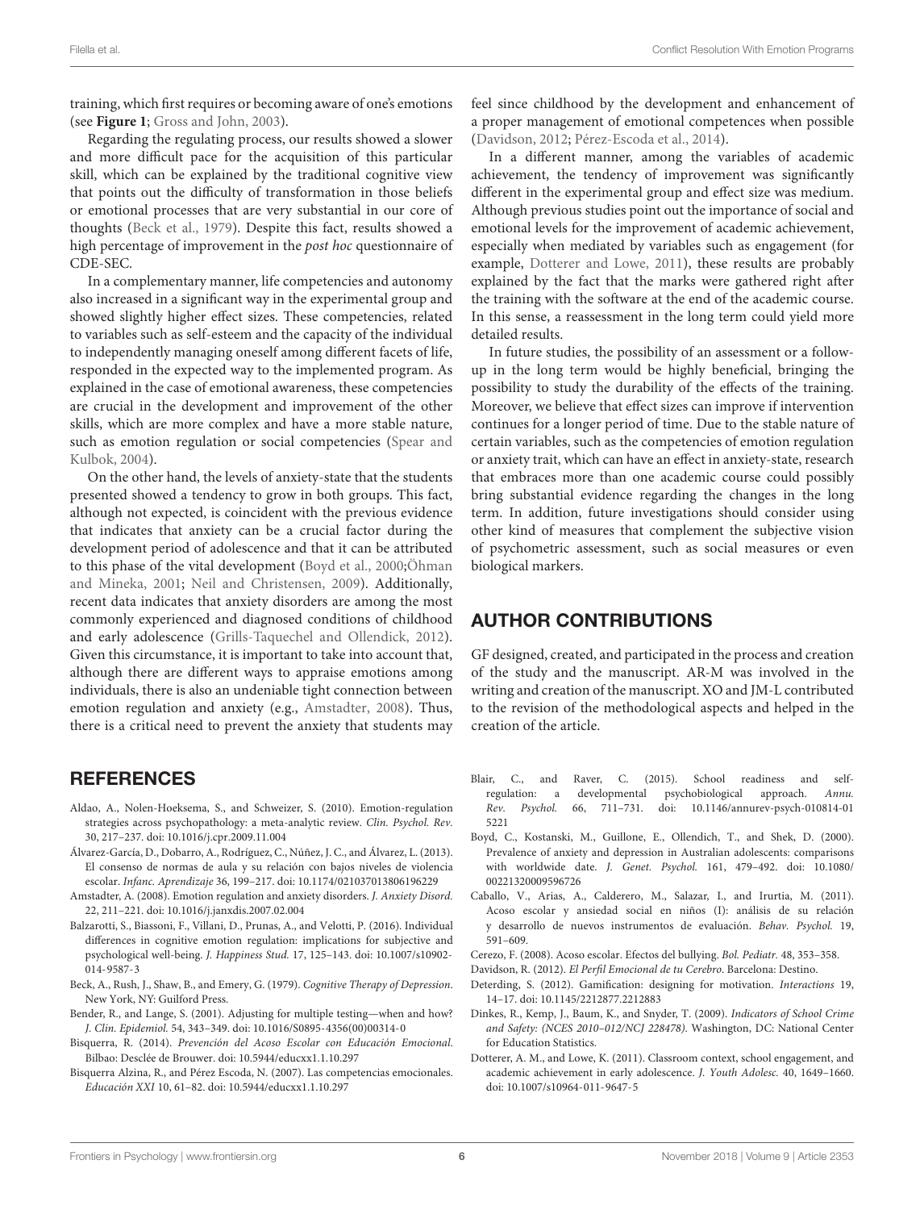training, which first requires or becoming aware of one's emotions (see **Figure 1**; Gross and John, 2003).

Regarding the regulating process, our results showed a slower and more difficult pace for the acquisition of this particular skill, which can be explained by the traditional cognitive view that points out the difficulty of transformation in those beliefs or emotional processes that are very substantial in our core of thoughts (Beck et al., 1979). Despite this fact, results showed a high percentage of improvement in the *post hoc* questionnaire of CDE-SEC.

In a complementary manner, life competencies and autonomy also increased in a significant way in the experimental group and showed slightly higher effect sizes. These competencies, related to variables such as self-esteem and the capacity of the individual to independently managing oneself among different facets of life, responded in the expected way to the implemented program. As explained in the case of emotional awareness, these competencies are crucial in the development and improvement of the other skills, which are more complex and have a more stable nature, such as emotion regulation or social competencies (Spear and Kulbok, 2004).

On the other hand, the levels of anxiety-state that the students presented showed a tendency to grow in both groups. This fact, although not expected, is coincident with the previous evidence that indicates that anxiety can be a crucial factor during the development period of adolescence and that it can be attributed to this phase of the vital development (Boyd et al., 2000;Öhman and Mineka, 2001; Neil and Christensen, 2009). Additionally, recent data indicates that anxiety disorders are among the most commonly experienced and diagnosed conditions of childhood and early adolescence (Grills-Taquechel and Ollendick, 2012). Given this circumstance, it is important to take into account that, although there are different ways to appraise emotions among individuals, there is also an undeniable tight connection between emotion regulation and anxiety (e.g., Amstadter, 2008). Thus, there is a critical need to prevent the anxiety that students may feel since childhood by the development and enhancement of a proper management of emotional competences when possible (Davidson, 2012; Pérez-Escoda et al., 2014).

In a different manner, among the variables of academic achievement, the tendency of improvement was significantly different in the experimental group and effect size was medium. Although previous studies point out the importance of social and emotional levels for the improvement of academic achievement, especially when mediated by variables such as engagement (for example, Dotterer and Lowe, 2011), these results are probably explained by the fact that the marks were gathered right after the training with the software at the end of the academic course. In this sense, a reassessment in the long term could yield more detailed results.

In future studies, the possibility of an assessment or a follow-up in the long term would be highly beneficial, bringing the possibility to study the durability of the effects of the training. Moreover, we believe that effect sizes can improve if intervention continues for a longer period of time. Due to the stable nature of certain variables, such as the competencies of emotion regulation or anxiety trait, which can have an effect in anxiety-state, research that embraces more than one academic course could possibly bring substantial evidence regarding the changes in the long term. In addition, future investigations should consider using other kind of measures that complement the subjective vision of psychometric assessment, such as social measures or even biological markers.

## AUTHOR CONTRIBUTIONS

GF designed, created, and participated in the process and creation of the study and the manuscript. AR-M was involved in the writing and creation of the manuscript. XO and JM-L contributed to the revision of the methodological aspects and helped in the creation of the article.

## REFERENCES

Aldao, A., Nolen-Hoeksema, S., and Schweizer, S. (2010). Emotion-regulation strategies across psychopathology: a meta-analytic review. *Clin. Psychol. Rev.* 30, 217–237. doi: 10.1016/j.cpr.2009.11.004

Álvarez-García, D., Dobarro, A., Rodríguez, C., Núñez, J. C., and Álvarez, L. (2013). El consenso de normas de aula y su relación con bajos niveles de violencia escolar. *Infanc. Aprendizaje* 36, 199–217. doi: 10.1174/021037013806196229

Amstadter, A. (2008). Emotion regulation and anxiety disorders. *J. Anxiety Disord.* 22, 211–221. doi: 10.1016/j.janxdis.2007.02.004

Balzarotti, S., Biassoni, F., Villani, D., Prunas, A., and Velotti, P. (2016). Individual differences in cognitive emotion regulation: implications for subjective and psychological well-being. *J. Happiness Stud.* 17, 125–143. doi: 10.1007/s10902-014-9587-3

Beck, A., Rush, J., Shaw, B., and Emery, G. (1979). *Cognitive Therapy of Depression*. New York, NY: Guilford Press.

Bender, R., and Lange, S. (2001). Adjusting for multiple testing—when and how? *J. Clin. Epidemiol.* 54, 343–349. doi: 10.1016/S0895-4356(00)00314-0

Bisquerra, R. (2014). *Prevención del Acoso Escolar con Educación Emocional*. Bilbao: Desclée de Brouwer. doi: 10.5944/educxx1.1.10.297

Bisquerra Alzina, R., and Pérez Escoda, N. (2007). Las competencias emocionales. *Educación XXI* 10, 61–82. doi: 10.5944/educxx1.1.10.297

Blair, C., and Raver, C. (2015). School readiness and self-regulation: a developmental psychobiological approach. *Annu. Rev. Psychol.* 66, 711–731. doi: 10.1146/annurev-psych-010814-015221

Boyd, C., Kostanski, M., Guillone, E., Ollendich, T., and Shek, D. (2000). Prevalence of anxiety and depression in Australian adolescents: comparisons with worldwide date. *J. Genet. Psychol.* 161, 479–492. doi: 10.1080/00221320009596726

Caballo, V., Arias, A., Calderero, M., Salazar, I., and Irurtia, M. (2011). Acoso escolar y ansiedad social en niños (I): análisis de su relación y desarrollo de nuevos instrumentos de evaluación. *Behav. Psychol.* 19, 591–609.

Cerezo, F. (2008). Acoso escolar. Efectos del bullying. *Bol. Pediatr.* 48, 353–358.

Davidson, R. (2012). *El Perfil Emocional de tu Cerebro*. Barcelona: Destino.

Deterding, S. (2012). Gamification: designing for motivation. *Interactions* 19, 14–17. doi: 10.1145/2212877.2212883

Dinkes, R., Kemp, J., Baum, K., and Snyder, T. (2009). *Indicators of School Crime and Safety: (NCES 2010–012/NCJ 228478)*. Washington, DC: National Center for Education Statistics.

Dotterer, A. M., and Lowe, K. (2011). Classroom context, school engagement, and academic achievement in early adolescence. *J. Youth Adolesc.* 40, 1649–1660. doi: 10.1007/s10964-011-9647-5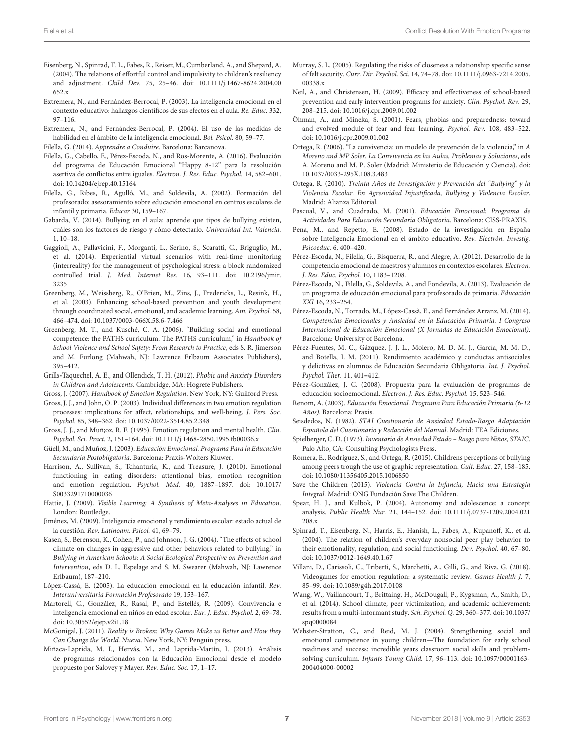Eisenberg, N., Spinrad, T. L., Fabes, R., Reiser, M., Cumberland, A., and Shepard, A. (2004). The relations of effortful control and impulsivity to children's resiliency and adjustment. *Child Dev.* 75, 25–46. doi: 10.1111/j.1467-8624.2004.00652.x

Extremera, N., and Fernández-Berrocal, P. (2003). La inteligencia emocional en el contexto educativo: hallazgos científicos de sus efectos en el aula. *Re. Educ.* 332, 97–116.

Extremera, N., and Fernández-Berrocal, P. (2004). El uso de las medidas de habilidad en el ámbito de la inteligencia emocional. *Bol. Psicol.* 80, 59–77.

Filella, G. (2014). *Apprendre a Conduire*. Barcelona: Barcanova.

Filella, G., Cabello, E., Pérez-Escoda, N., and Ros-Morente, A. (2016). Evaluación del programa de Educación Emocional "Happy 8-12" para la resolución asertiva de conflictos entre iguales. *Electron. J. Res. Educ. Psychol.* 14, 582–601. doi: 10.14204/ejrep.40.15164

Filella, G., Ribes, R., Agulló, M., and Soldevila, A. (2002). Formación del profesorado: asesoramiento sobre educación emocional en centros escolares de infantil y primaria. *Educar* 30, 159–167.

Gabarda, V. (2014). Bullying en el aula: aprende que tipos de bullying existen, cuáles son los factores de riesgo y cómo detectarlo. *Universidad Int. Valencia.* 1, 10–18.

Gaggioli, A., Pallavicini, F., Morganti, L., Serino, S., Scaratti, C., Briguglio, M., et al. (2014). Experiential virtual scenarios with real-time monitoring (interreality) for the management of psychological stress: a block randomized controlled trial. *J. Med. Internet Res.* 16, 93–111. doi: 10.2196/jmir.3235

Greenberg, M., Weissberg, R., O'Brien, M., Zins, J., Fredericks, L., Resink, H., et al. (2003). Enhancing school-based prevention and youth development through coordinated social, emotional, and academic learning. *Am. Psychol.* 58, 466–474. doi: 10.1037/0003-066X.58.6-7.466

Greenberg, M. T., and Kusché, C. A. (2006). "Building social and emotional competence: the PATHS curriculum. The PATHS curriculum," in *Handbook of School Violence and School Safety: From Research to Practice*, eds S. R. Jimerson and M. Furlong (Mahwah, NJ: Lawrence Erlbaum Associates Publishers), 395–412.

Grills-Taquechel, A. E., and Ollendick, T. H. (2012). *Phobic and Anxiety Disorders in Children and Adolescents*. Cambridge, MA: Hogrefe Publishers.

Gross, J. (2007). *Handbook of Emotion Regulation*. New York, NY: Guilford Press.

Gross, J. J., and John, O. P. (2003). Individual differences in two emotion regulation processes: implications for affect, relationships, and well-being. *J. Pers. Soc. Psychol.* 85, 348–362. doi: 10.1037/0022-3514.85.2.348

Gross, J. J., and Muñ;oz, R. F. (1995). Emotion regulation and mental health. *Clin. Psychol. Sci. Pract.* 2, 151–164. doi: 10.1111/j.1468-2850.1995.tb00036.x

Güell, M., and Muñoz, J. (2003). *Educación Emocional. Programa Para la Educación Secundaria Postobligatoria*. Barcelona: Praxis-Wolters Kluwer.

Harrison, A., Sullivan, S., Tchanturia, K., and Treasure, J. (2010). Emotional functioning in eating disorders: attentional bias, emotion recognition and emotion regulation. *Psychol. Med.* 40, 1887–1897. doi: 10.1017/S0033291710000036

Hattie, J. (2009). *Visible Learning: A Synthesis of Meta-Analyses in Education*. London: Routledge.

Jiménez, M. (2009). Inteligencia emocional y rendimiento escolar: estado actual de la cuestión. *Rev. Latinoam. Psicol.* 41, 69–79.

Kasen, S., Berenson, K., Cohen, P., and Johnson, J. G. (2004). "The effects of school climate on changes in aggressive and other behaviors related to bullying," in *Bullying in American Schools: A Social Ecological Perspective on Prevention and Intervention*, eds D. L. Espelage and S. M. Swearer (Mahwah, NJ: Lawrence Erlbaum), 187–210.

López-Cassà, E. (2005). La educación emocional en la educación infantil. *Rev. Interuniversitaria Formación Profesorado* 19, 153–167.

Martorell, C., González, R., Rasal, P., and Estellés, R. (2009). Convivencia e inteligencia emocional en niños en edad escolar. *Eur. J. Educ. Psychol.* 2, 69–78. doi: 10.30552/ejep.v2i1.18

McGonigal, J. (2011). *Reality is Broken: Why Games Make us Better and How they Can Change the World. Nueva*. New York, NY: Penguin press.

Miñaca-Laprida, M. I., Hervás, M., and Laprida-Martín, I. (2013). Análisis de programas relacionados con la Educación Emocional desde el modelo propuesto por Salovey y Mayer. *Rev. Educ. Soc.* 17, 1–17.

Murray, S. L. (2005). Regulating the risks of closeness a relationship specific sense of felt security. *Curr. Dir. Psychol. Sci.* 14, 74–78. doi: 10.1111/j.0963-7214.2005.00338.x

Neil, A., and Christensen, H. (2009). Efficacy and effectiveness of school-based prevention and early intervention programs for anxiety. *Clin. Psychol. Rev.* 29, 208–215. doi: 10.1016/j.cpr.2009.01.002

Öhman, A., and Mineka, S. (2001). Fears, phobias and preparedness: toward and evolved module of fear and fear learning. *Psychol. Rev.* 108, 483–522. doi: 10.1016/j.cpr.2009.01.002

Ortega, R. (2006). "La convivencia: un modelo de prevención de la violencia," in *A Moreno and MP Soler. La Convivencia en las Aulas, Problemas y Soluciones*, eds A. Moreno and M. P. Soler (Madrid: Ministerio de Educación y Ciencia). doi: 10.1037/0033-295X.108.3.483

Ortega, R. (2010). *Treinta Años de Investigación y Prevención del "Bullying" y la Violencia Escolar. En Agresividad Injustificada, Bullying y Violencia Escolar*. Madrid: Alianza Editorial.

Pascual, V., and Cuadrado, M. (2001). *Educación Emocional: Programa de Actividades Para Educación Secundaria Obligatoria*. Barcelona: CISS-PRAXIS.

Pena, M., and Repetto, E. (2008). Estado de la investigación en España sobre Inteligencia Emocional en el ámbito educativo. *Rev. Electrón. Investig. Psicoeduc.* 6, 400–420.

Pérez-Escoda, N., Filella, G., Bisquerra, R., and Alegre, A. (2012). Desarrollo de la competencia emocional de maestros y alumnos en contextos escolares. *Electron. J. Res. Educ. Psychol.* 10, 1183–1208.

Pérez-Escoda, N., Filella, G., Soldevila, A., and Fondevila, A. (2013). Evaluación de un programa de educación emocional para profesorado de primaria. *Educación XXI* 16, 233–254.

Pérez-Escoda, N., Torrado, M., López-Cassà, E., and Fernández Arranz, M. (2014). *Competencias Emocionales y Ansiedad en la Educación Primaria. I Congreso Internacional de Educación Emocional (X Jornadas de Educación Emocional)*. Barcelona: University of Barcelona.

Pérez-Fuentes, M. C., Gázquez, J. J. L., Molero, M. D. M. J., García, M. M. D., and Botella, I. M. (2011). Rendimiento académico y conductas antisociales y delictivas en alumnos de Educación Secundaria Obligatoria. *Int. J. Psychol. Psychol. Ther.* 11, 401–412.

Pérez-González, J. C. (2008). Propuesta para la evaluación de programas de educación socioemocional. *Electron. J. Res. Educ. Psychol.* 15, 523–546.

Renom, A. (2003). *Educación Emocional. Programa Para Educación Primaria (6-12 Años)*. Barcelona: Praxis.

Seisdedos, N. (1982). *STAI Cuestionario de Ansiedad Estado-Rasgo Adaptación Española del Cuestionario y Redacción del Manual*. Madrid: TEA Ediciones.

Spielberger, C. D. (1973). *Inventario de Ansiedad Estado – Rasgo para Niños, STAIC*. Palo Alto, CA: Consulting Psychologists Press.

Romera, E., Rodríguez, S., and Ortega, R. (2015). Childrens perceptions of bullying among peers trough the use of graphic representation. *Cult. Educ.* 27, 158–185. doi: 10.1080/11356405.2015.1006850

Save the Children (2015). *Violencia Contra la Infancia, Hacia una Estrategia Integral*. Madrid: ONG Fundación Save The Children.

Spear, H. J., and Kulbok, P. (2004). Autonomy and adolescence: a concept analysis. *Public Health Nur.* 21, 144–152. doi: 10.1111/j.0737-1209.2004.021208.x

Spinrad, T., Eisenberg, N., Harris, E., Hanish, L., Fabes, A., Kupanoff, K., et al. (2004). The relation of children's everyday nonsocial peer play behavior to their emotionality, regulation, and social functioning. *Dev. Psychol.* 40, 67–80. doi: 10.1037/0012-1649.40.1.67

Villani, D., Carissoli, C., Triberti, S., Marchetti, A., Gilli, G., and Riva, G. (2018). Videogames for emotion regulation: a systematic review. *Games Health J.* 7, 85–99. doi: 10.1089/g4h.2017.0108

Wang, W., Vaillancourt, T., Brittaing, H., McDougall, P., Kygsman, A., Smith, D., et al. (2014). School climate, peer victimization, and academic achievement: results from a multi-informant study. *Sch. Psychol. Q.* 29, 360–377. doi: 10.1037/spq0000084

Webster-Stratton, C., and Reid, M. J. (2004). Strengthening social and emotional competence in young children—The foundation for early school readiness and success: incredible years classroom social skills and problem-solving curriculum. *Infants Young Child.* 17, 96–113. doi: 10.1097/00001163-200404000-00002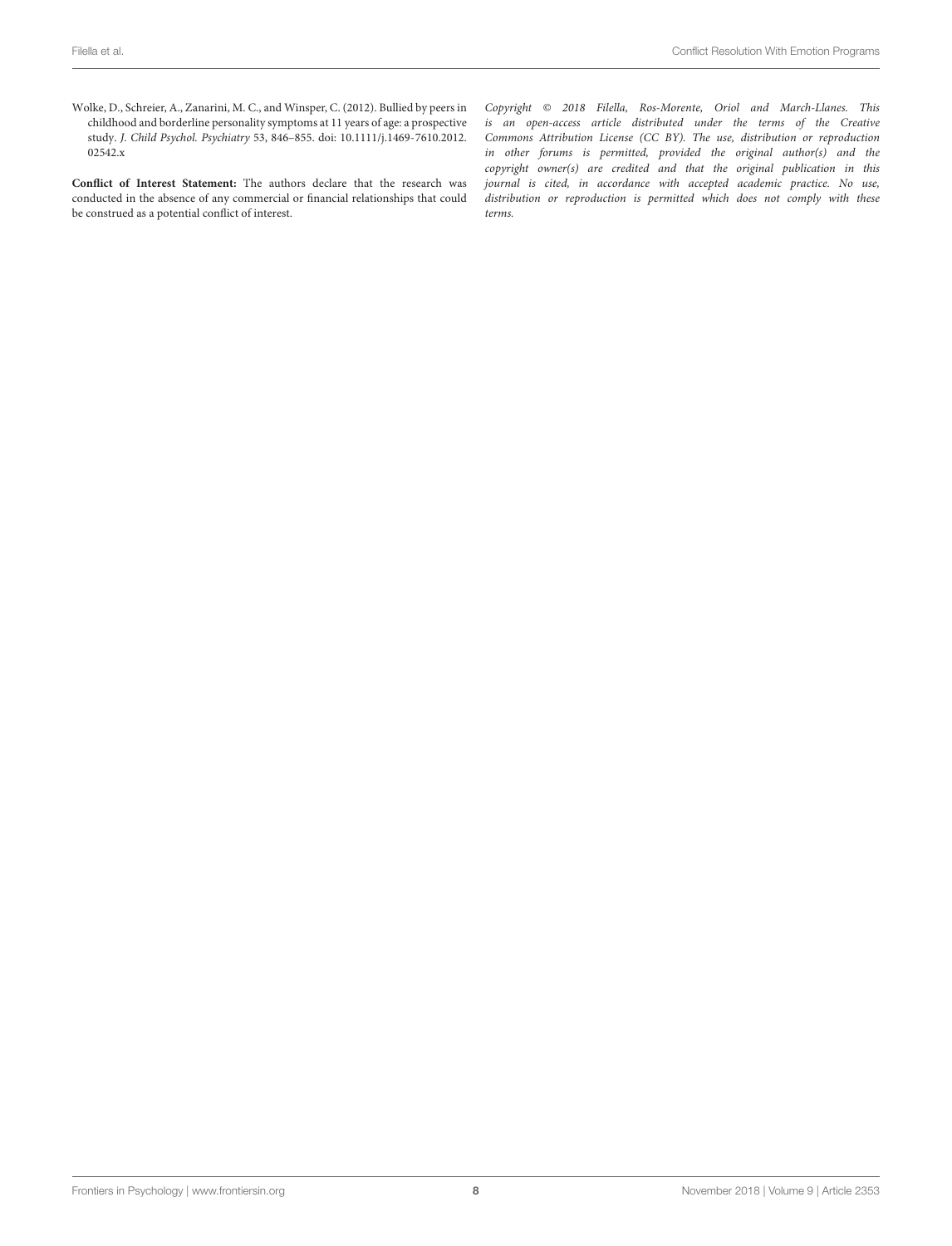Wolke, D., Schreier, A., Zanarini, M. C., and Winsper, C. (2012). Bullied by peers in childhood and borderline personality symptoms at 11 years of age: a prospective study. *J. Child Psychol. Psychiatry* 53, 846–855. doi: 10.1111/j.1469-7610.2012.02542.x

**Conflict of Interest Statement:** The authors declare that the research was conducted in the absence of any commercial or financial relationships that could be construed as a potential conflict of interest.

*Copyright © 2018 Filella, Ros-Morente, Oriol and March-Llanes. This is an open-access article distributed under the terms of the Creative Commons Attribution License (CC BY). The use, distribution or reproduction in other forums is permitted, provided the original author(s) and the copyright owner(s) are credited and that the original publication in this journal is cited, in accordance with accepted academic practice. No use, distribution or reproduction is permitted which does not comply with these terms.*